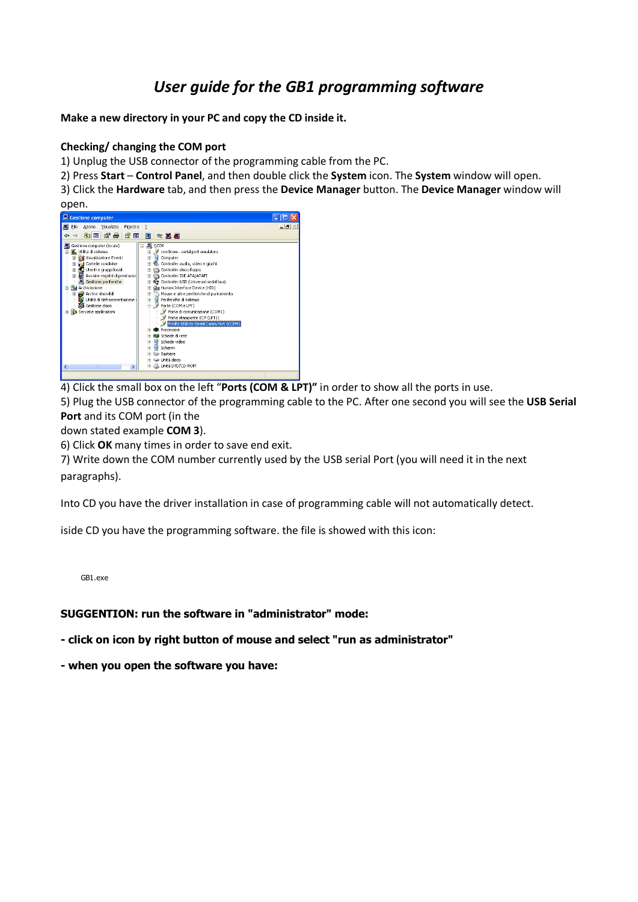# *User guide for the GB1 programming software*

**Make a new directory in your PC and copy the CD inside it.**

**Checking/ changing the COM port**

1) Unplug the USB connector of the programming cable from the PC.
2) Press **Start** – **Control Panel**, and then double click the **System** icon. The **System** window will open.
3) Click the **Hardware** tab, and then press the **Device Manager** button. The **Device Manager** window will open.

4) Click the small box on the left "**Ports (COM & LPT)"** in order to show all the ports in use.
5) Plug the USB connector of the programming cable to the PC. After one second you will see the **USB Serial Port** and its COM port (in the down stated example **COM 3**).
6) Click **OK** many times in order to save end exit.
7) Write down the COM number currently used by the USB serial Port (you will need it in the next paragraphs).

Into CD you have the driver installation in case of programming cable will not automatically detect.

iside CD you have the programming software. the file is showed with this icon:

GB1.exe

**SUGGENTION: run the software in "administrator" mode:**

**- click on icon by right button of mouse and select "run as administrator"**

**- when you open the software you have:**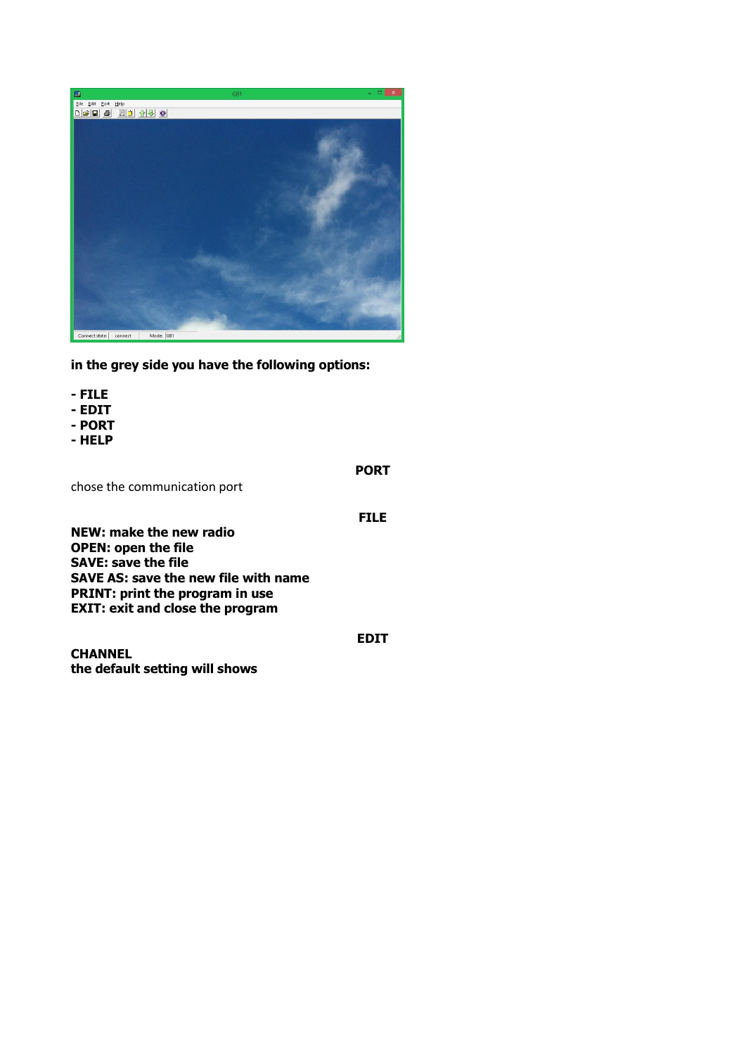**in the grey side you have the following options:**

**- FILE**
**- EDIT**
**- PORT**
**- HELP**

**PORT**

chose the communication port

**FILE**

**NEW: make the new radio**
**OPEN: open the file**
**SAVE: save the file**
**SAVE AS: save the new file with name**
**PRINT: print the program in use**
**EXIT: exit and close the program**

**EDIT**

**CHANNEL**
**the default setting will shows**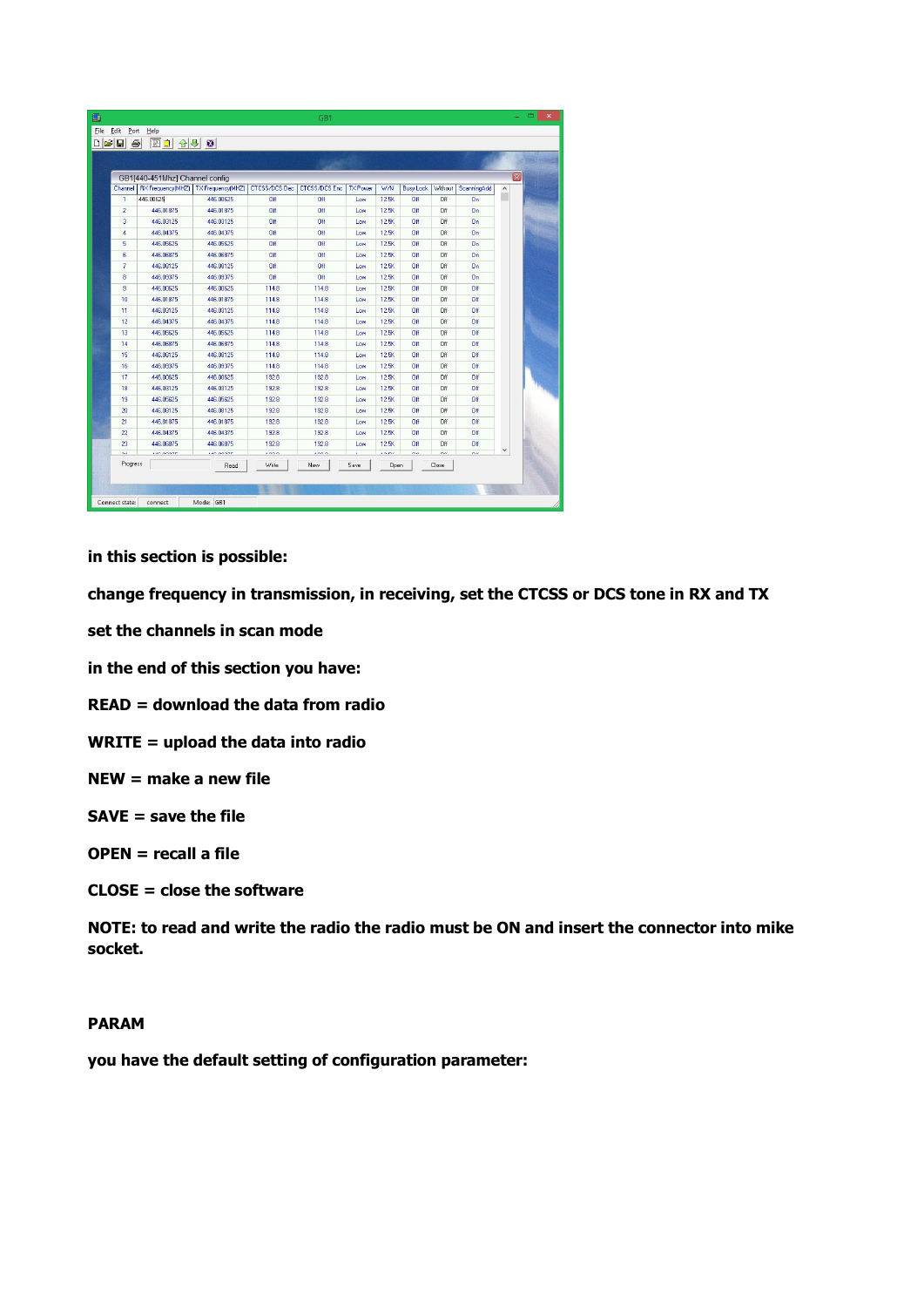**in this section is possible:**

**change frequency in transmission, in receiving, set the CTCSS or DCS tone in RX and TX**

**set the channels in scan mode**

**in the end of this section you have:**

**READ = download the data from radio**

**WRITE = upload the data into radio**

**NEW = make a new file**

**SAVE = save the file**

**OPEN = recall a file**

**CLOSE = close the software**

**NOTE: to read and write the radio the radio must be ON and insert the connector into mike socket.**

**PARAM**

**you have the default setting of configuration parameter:**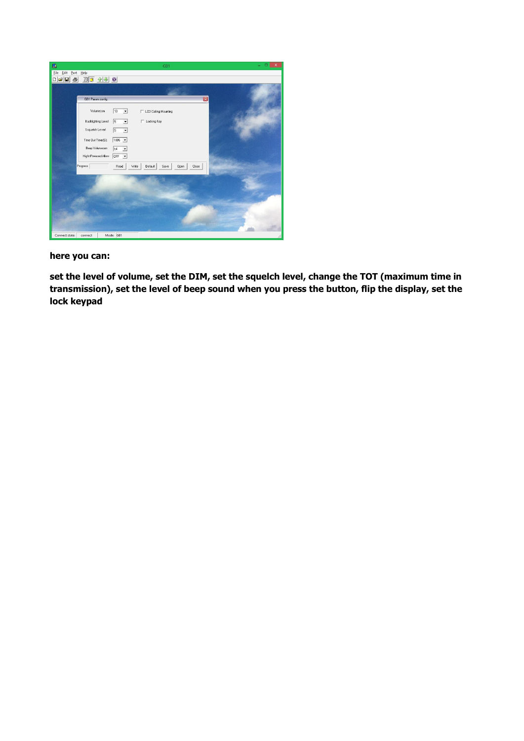**here you can:**

**set the level of volume, set the DIM, set the squelch level, change the TOT (maximum time in transmission), set the level of beep sound when you press the button, flip the display, set the lock keypad**